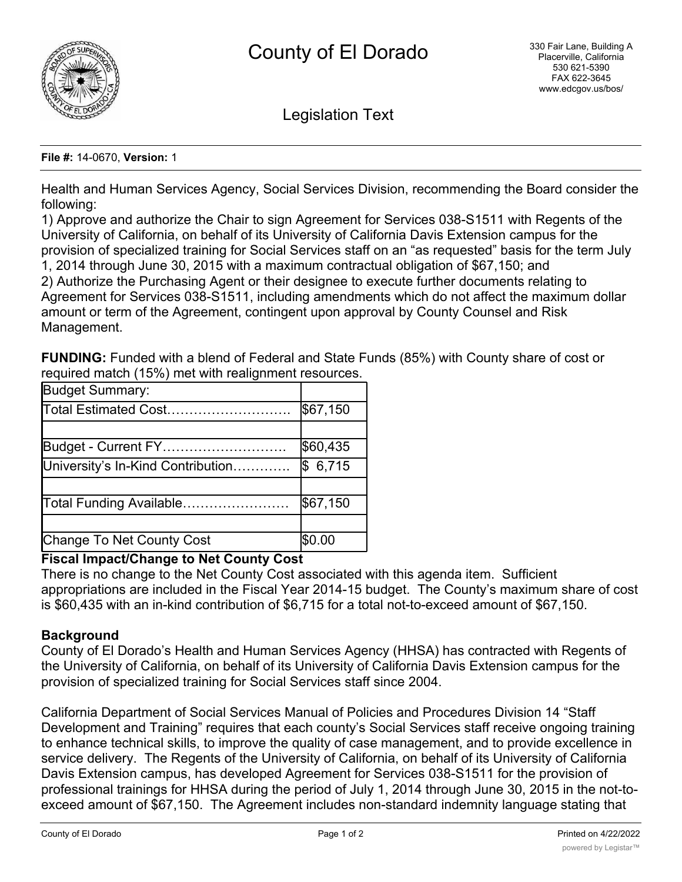# County of El Dorado

330 Fair Lane, Building A
Placerville, California
530 621-5390
FAX 622-3645
www.edcgov.us/bos/

## Legislation Text

**File #:** 14-0670, **Version:** 1

Health and Human Services Agency, Social Services Division, recommending the Board consider the following:

1) Approve and authorize the Chair to sign Agreement for Services 038-S1511 with Regents of the University of California, on behalf of its University of California Davis Extension campus for the provision of specialized training for Social Services staff on an "as requested" basis for the term July 1, 2014 through June 30, 2015 with a maximum contractual obligation of $67,150; and

2) Authorize the Purchasing Agent or their designee to execute further documents relating to Agreement for Services 038-S1511, including amendments which do not affect the maximum dollar amount or term of the Agreement, contingent upon approval by County Counsel and Risk Management.

**FUNDING:** Funded with a blend of Federal and State Funds (85%) with County share of cost or required match (15%) met with realignment resources.

| Budget Summary: | |
|---|---|
| Total Estimated Cost………………………. | $67,150 |
| | |
| Budget - Current FY………………………. | $60,435 |
| University's In-Kind Contribution…………. | $ 6,715 |
| | |
| Total Funding Available…………………… | $67,150 |
| | |
| Change To Net County Cost | $0.00 |

**Fiscal Impact/Change to Net County Cost**

There is no change to the Net County Cost associated with this agenda item. Sufficient appropriations are included in the Fiscal Year 2014-15 budget. The County's maximum share of cost is $60,435 with an in-kind contribution of $6,715 for a total not-to-exceed amount of $67,150.

**Background**

County of El Dorado's Health and Human Services Agency (HHSA) has contracted with Regents of the University of California, on behalf of its University of California Davis Extension campus for the provision of specialized training for Social Services staff since 2004.

California Department of Social Services Manual of Policies and Procedures Division 14 "Staff Development and Training" requires that each county's Social Services staff receive ongoing training to enhance technical skills, to improve the quality of case management, and to provide excellence in service delivery. The Regents of the University of California, on behalf of its University of California Davis Extension campus, has developed Agreement for Services 038-S1511 for the provision of professional trainings for HHSA during the period of July 1, 2014 through June 30, 2015 in the not-to-exceed amount of $67,150. The Agreement includes non-standard indemnity language stating that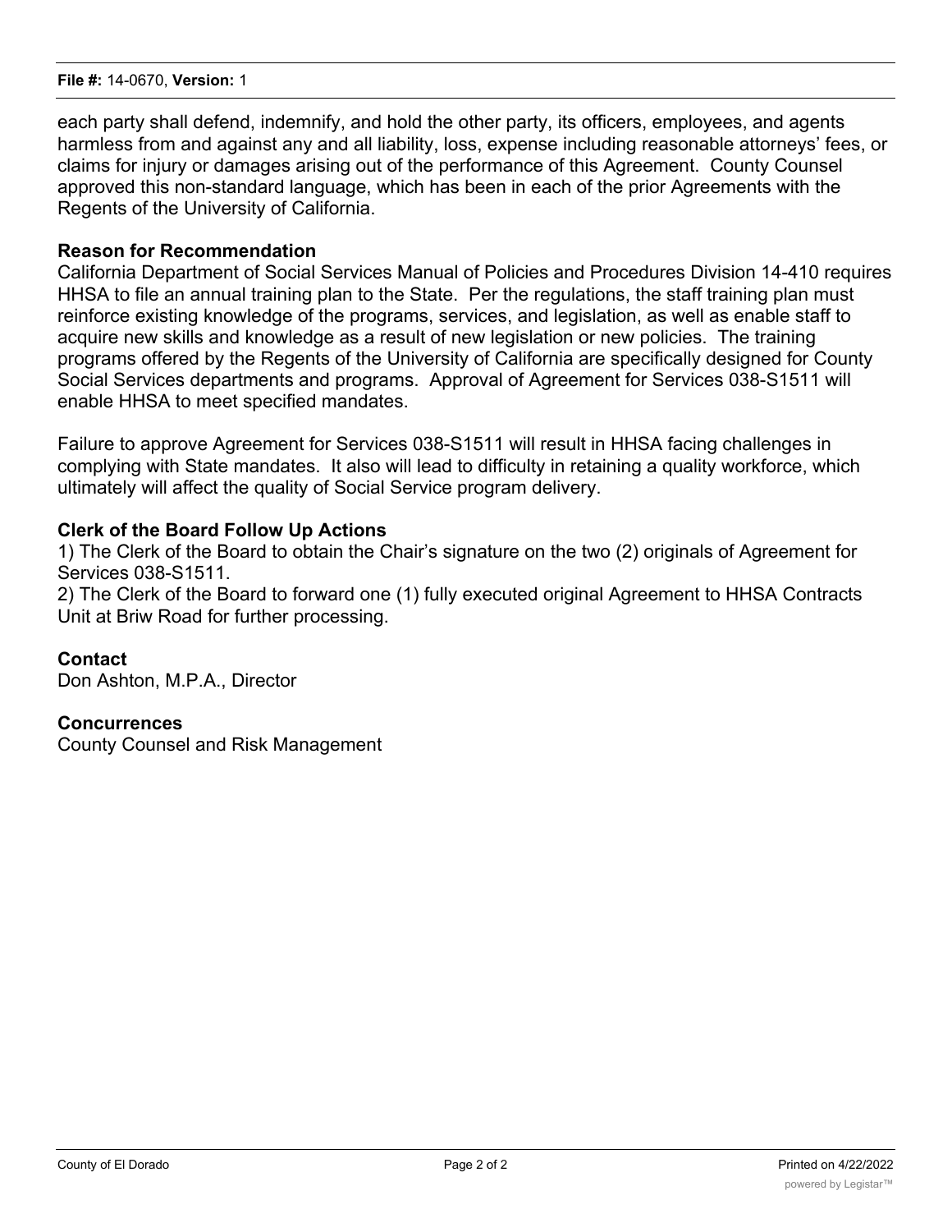each party shall defend, indemnify, and hold the other party, its officers, employees, and agents harmless from and against any and all liability, loss, expense including reasonable attorneys' fees, or claims for injury or damages arising out of the performance of this Agreement. County Counsel approved this non-standard language, which has been in each of the prior Agreements with the Regents of the University of California.

**Reason for Recommendation**
California Department of Social Services Manual of Policies and Procedures Division 14-410 requires HHSA to file an annual training plan to the State. Per the regulations, the staff training plan must reinforce existing knowledge of the programs, services, and legislation, as well as enable staff to acquire new skills and knowledge as a result of new legislation or new policies. The training programs offered by the Regents of the University of California are specifically designed for County Social Services departments and programs. Approval of Agreement for Services 038-S1511 will enable HHSA to meet specified mandates.

Failure to approve Agreement for Services 038-S1511 will result in HHSA facing challenges in complying with State mandates. It also will lead to difficulty in retaining a quality workforce, which ultimately will affect the quality of Social Service program delivery.

**Clerk of the Board Follow Up Actions**
1) The Clerk of the Board to obtain the Chair's signature on the two (2) originals of Agreement for Services 038-S1511.
2) The Clerk of the Board to forward one (1) fully executed original Agreement to HHSA Contracts Unit at Briw Road for further processing.

**Contact**
Don Ashton, M.P.A., Director

**Concurrences**
County Counsel and Risk Management